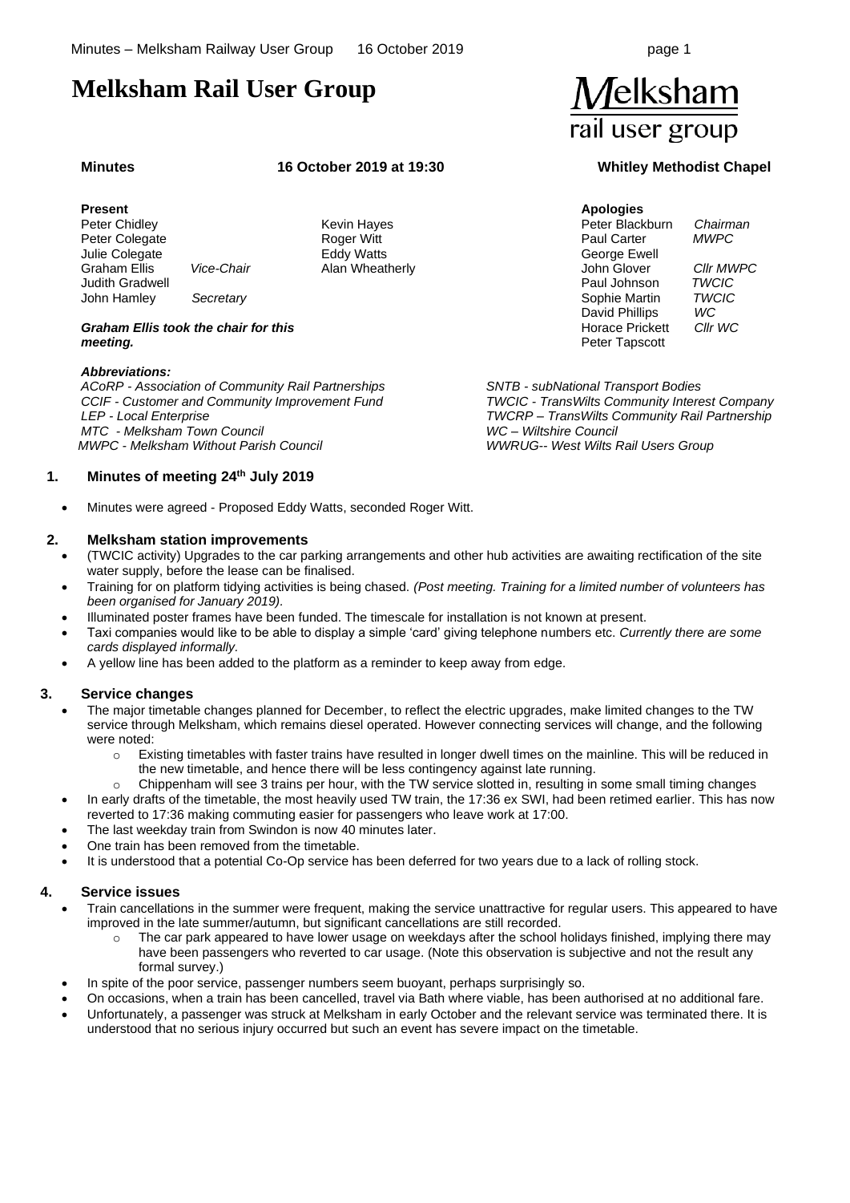# Melksham Rail User Group

Melksham rail user group

**Minutes** **16 October 2019 at 19:30** **Whitley Methodist Chapel**

**Present**

| | | |
|---|---|---|
| Peter Chidley | | Kevin Hayes |
| Peter Colegate | | Roger Witt |
| Julie Colegate | | Eddy Watts |
| Graham Ellis | *Vice-Chair* | Alan Wheatherly |
| Judith Gradwell | | |
| John Hamley | *Secretary* | |

***Graham Ellis took the chair for this meeting.***

**Apologies**

| | |
|---|---|
| Peter Blackburn | *Chairman* |
| Paul Carter | *MWPC* |
| George Ewell | |
| John Glover | *Cllr MWPC* |
| Paul Johnson | *TWCIC* |
| Sophie Martin | *TWCIC* |
| David Phillips | *WC* |
| Horace Prickett | *Cllr WC* |
| Peter Tapscott | |

***Abbreviations:***

*ACoRP - Association of Community Rail Partnerships*
*CCIF - Customer and Community Improvement Fund*
*LEP - Local Enterprise*
*MTC - Melksham Town Council*
*MWPC - Melksham Without Parish Council*
*SNTB - subNational Transport Bodies*
*TWCIC - TransWilts Community Interest Company*
*TWCRP – TransWilts Community Rail Partnership*
*WC – Wiltshire Council*
*WWRUG-- West Wilts Rail Users Group*

## 1. Minutes of meeting 24th July 2019

- Minutes were agreed - Proposed Eddy Watts, seconded Roger Witt.

## 2. Melksham station improvements

- (TWCIC activity) Upgrades to the car parking arrangements and other hub activities are awaiting rectification of the site water supply, before the lease can be finalised.
- Training for on platform tidying activities is being chased. *(Post meeting. Training for a limited number of volunteers has been organised for January 2019).*
- Illuminated poster frames have been funded. The timescale for installation is not known at present.
- Taxi companies would like to be able to display a simple 'card' giving telephone numbers etc. *Currently there are some cards displayed informally.*
- A yellow line has been added to the platform as a reminder to keep away from edge.

## 3. Service changes

- The major timetable changes planned for December, to reflect the electric upgrades, make limited changes to the TW service through Melksham, which remains diesel operated. However connecting services will change, and the following were noted:
  - Existing timetables with faster trains have resulted in longer dwell times on the mainline. This will be reduced in the new timetable, and hence there will be less contingency against late running.
  - Chippenham will see 3 trains per hour, with the TW service slotted in, resulting in some small timing changes
- In early drafts of the timetable, the most heavily used TW train, the 17:36 ex SWI, had been retimed earlier. This has now reverted to 17:36 making commuting easier for passengers who leave work at 17:00.
- The last weekday train from Swindon is now 40 minutes later.
- One train has been removed from the timetable.
- It is understood that a potential Co-Op service has been deferred for two years due to a lack of rolling stock.

## 4. Service issues

- Train cancellations in the summer were frequent, making the service unattractive for regular users. This appeared to have improved in the late summer/autumn, but significant cancellations are still recorded.
  - The car park appeared to have lower usage on weekdays after the school holidays finished, implying there may have been passengers who reverted to car usage. (Note this observation is subjective and not the result any formal survey.)
- In spite of the poor service, passenger numbers seem buoyant, perhaps surprisingly so.
- On occasions, when a train has been cancelled, travel via Bath where viable, has been authorised at no additional fare.
- Unfortunately, a passenger was struck at Melksham in early October and the relevant service was terminated there. It is understood that no serious injury occurred but such an event has severe impact on the timetable.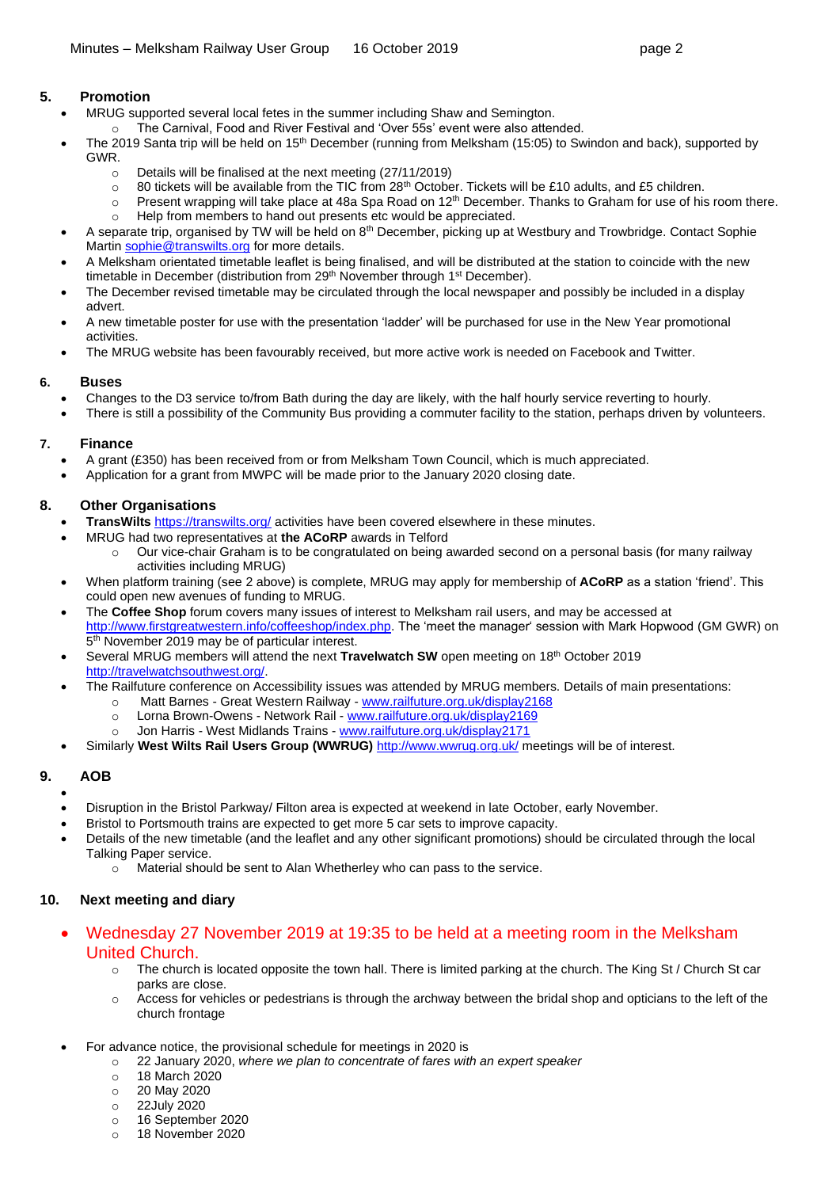## 5. Promotion

- MRUG supported several local fetes in the summer including Shaw and Semington.
  - The Carnival, Food and River Festival and 'Over 55s' event were also attended.
- The 2019 Santa trip will be held on 15th December (running from Melksham (15:05) to Swindon and back), supported by GWR.
  - Details will be finalised at the next meeting (27/11/2019)
  - 80 tickets will be available from the TIC from 28th October. Tickets will be £10 adults, and £5 children.
  - Present wrapping will take place at 48a Spa Road on 12th December. Thanks to Graham for use of his room there.
  - Help from members to hand out presents etc would be appreciated.
- A separate trip, organised by TW will be held on 8th December, picking up at Westbury and Trowbridge. Contact Sophie Martin sophie@transwilts.org for more details.
- A Melksham orientated timetable leaflet is being finalised, and will be distributed at the station to coincide with the new timetable in December (distribution from 29th November through 1st December).
- The December revised timetable may be circulated through the local newspaper and possibly be included in a display advert.
- A new timetable poster for use with the presentation 'ladder' will be purchased for use in the New Year promotional activities.
- The MRUG website has been favourably received, but more active work is needed on Facebook and Twitter.

## 6. Buses

- Changes to the D3 service to/from Bath during the day are likely, with the half hourly service reverting to hourly.
- There is still a possibility of the Community Bus providing a commuter facility to the station, perhaps driven by volunteers.

## 7. Finance

- A grant (£350) has been received from or from Melksham Town Council, which is much appreciated.
- Application for a grant from MWPC will be made prior to the January 2020 closing date.

## 8. Other Organisations

- **TransWilts** https://transwilts.org/ activities have been covered elsewhere in these minutes.
- MRUG had two representatives at **the ACoRP** awards in Telford
  - Our vice-chair Graham is to be congratulated on being awarded second on a personal basis (for many railway activities including MRUG)
- When platform training (see 2 above) is complete, MRUG may apply for membership of **ACoRP** as a station 'friend'. This could open new avenues of funding to MRUG.
- The **Coffee Shop** forum covers many issues of interest to Melksham rail users, and may be accessed at http://www.firstgreatwestern.info/coffeeshop/index.php. The 'meet the manager' session with Mark Hopwood (GM GWR) on 5th November 2019 may be of particular interest.
- Several MRUG members will attend the next **Travelwatch SW** open meeting on 18th October 2019 http://travelwatchsouthwest.org/.
- The Railfuture conference on Accessibility issues was attended by MRUG members. Details of main presentations:
  - Matt Barnes - Great Western Railway - www.railfuture.org.uk/display2168
  - Lorna Brown-Owens - Network Rail - www.railfuture.org.uk/display2169
  - Jon Harris - West Midlands Trains - www.railfuture.org.uk/display2171
- Similarly **West Wilts Rail Users Group (WWRUG)** http://www.wwrug.org.uk/ meetings will be of interest.

## 9. AOB

- Disruption in the Bristol Parkway/ Filton area is expected at weekend in late October, early November.
- Bristol to Portsmouth trains are expected to get more 5 car sets to improve capacity.
- Details of the new timetable (and the leaflet and any other significant promotions) should be circulated through the local Talking Paper service.
  - Material should be sent to Alan Whetherley who can pass to the service.

## 10. Next meeting and diary

- Wednesday 27 November 2019 at 19:35 to be held at a meeting room in the Melksham United Church.
  - The church is located opposite the town hall. There is limited parking at the church. The King St / Church St car parks are close.
  - Access for vehicles or pedestrians is through the archway between the bridal shop and opticians to the left of the church frontage
- For advance notice, the provisional schedule for meetings in 2020 is
  - 22 January 2020, *where we plan to concentrate of fares with an expert speaker*
  - 18 March 2020
  - 20 May 2020
  - 22July 2020
  - 16 September 2020
  - 18 November 2020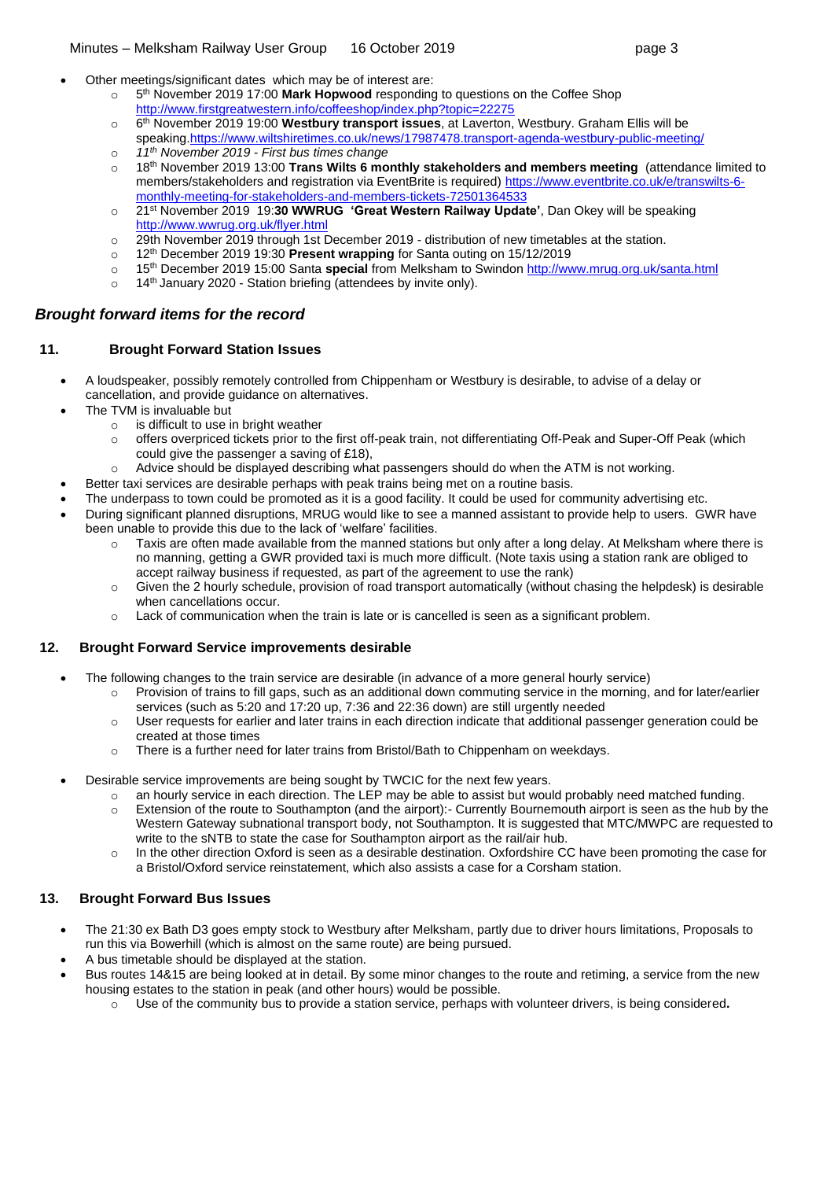- Other meetings/significant dates which may be of interest are:
  - 5th November 2019 17:00 **Mark Hopwood** responding to questions on the Coffee Shop http://www.firstgreatwestern.info/coffeeshop/index.php?topic=22275
  - 6th November 2019 19:00 **Westbury transport issues**, at Laverton, Westbury. Graham Ellis will be speaking.https://www.wiltshiretimes.co.uk/news/17987478.transport-agenda-westbury-public-meeting/
  - *11th November 2019 - First bus times change*
  - 18th November 2019 13:00 **Trans Wilts 6 monthly stakeholders and members meeting** (attendance limited to members/stakeholders and registration via EventBrite is required) https://www.eventbrite.co.uk/e/transwilts-6-monthly-meeting-for-stakeholders-and-members-tickets-72501364533
  - 21st November 2019 19:**30 WWRUG 'Great Western Railway Update'**, Dan Okey will be speaking http://www.wwrug.org.uk/flyer.html
  - 29th November 2019 through 1st December 2019 - distribution of new timetables at the station.
  - 12th December 2019 19:30 **Present wrapping** for Santa outing on 15/12/2019
  - 15th December 2019 15:00 Santa **special** from Melksham to Swindon http://www.mrug.org.uk/santa.html
  - 14th January 2020 - Station briefing (attendees by invite only).

## *Brought forward items for the record*

### 11. Brought Forward Station Issues

- A loudspeaker, possibly remotely controlled from Chippenham or Westbury is desirable, to advise of a delay or cancellation, and provide guidance on alternatives.
- The TVM is invaluable but
  - is difficult to use in bright weather
  - offers overpriced tickets prior to the first off-peak train, not differentiating Off-Peak and Super-Off Peak (which could give the passenger a saving of £18),
  - Advice should be displayed describing what passengers should do when the ATM is not working.
- Better taxi services are desirable perhaps with peak trains being met on a routine basis.
- The underpass to town could be promoted as it is a good facility. It could be used for community advertising etc.
- During significant planned disruptions, MRUG would like to see a manned assistant to provide help to users. GWR have been unable to provide this due to the lack of 'welfare' facilities.
  - Taxis are often made available from the manned stations but only after a long delay. At Melksham where there is no manning, getting a GWR provided taxi is much more difficult. (Note taxis using a station rank are obliged to accept railway business if requested, as part of the agreement to use the rank)
  - Given the 2 hourly schedule, provision of road transport automatically (without chasing the helpdesk) is desirable when cancellations occur.
  - Lack of communication when the train is late or is cancelled is seen as a significant problem.

### 12. Brought Forward Service improvements desirable

- The following changes to the train service are desirable (in advance of a more general hourly service)
  - Provision of trains to fill gaps, such as an additional down commuting service in the morning, and for later/earlier services (such as 5:20 and 17:20 up, 7:36 and 22:36 down) are still urgently needed
  - User requests for earlier and later trains in each direction indicate that additional passenger generation could be created at those times
  - There is a further need for later trains from Bristol/Bath to Chippenham on weekdays.

- Desirable service improvements are being sought by TWCIC for the next few years.
  - an hourly service in each direction. The LEP may be able to assist but would probably need matched funding.
  - Extension of the route to Southampton (and the airport):- Currently Bournemouth airport is seen as the hub by the Western Gateway subnational transport body, not Southampton. It is suggested that MTC/MWPC are requested to write to the sNTB to state the case for Southampton airport as the rail/air hub.
  - In the other direction Oxford is seen as a desirable destination. Oxfordshire CC have been promoting the case for a Bristol/Oxford service reinstatement, which also assists a case for a Corsham station.

### 13. Brought Forward Bus Issues

- The 21:30 ex Bath D3 goes empty stock to Westbury after Melksham, partly due to driver hours limitations, Proposals to run this via Bowerhill (which is almost on the same route) are being pursued.
- A bus timetable should be displayed at the station.
- Bus routes 14&15 are being looked at in detail. By some minor changes to the route and retiming, a service from the new housing estates to the station in peak (and other hours) would be possible.
  - Use of the community bus to provide a station service, perhaps with volunteer drivers, is being considered**.**